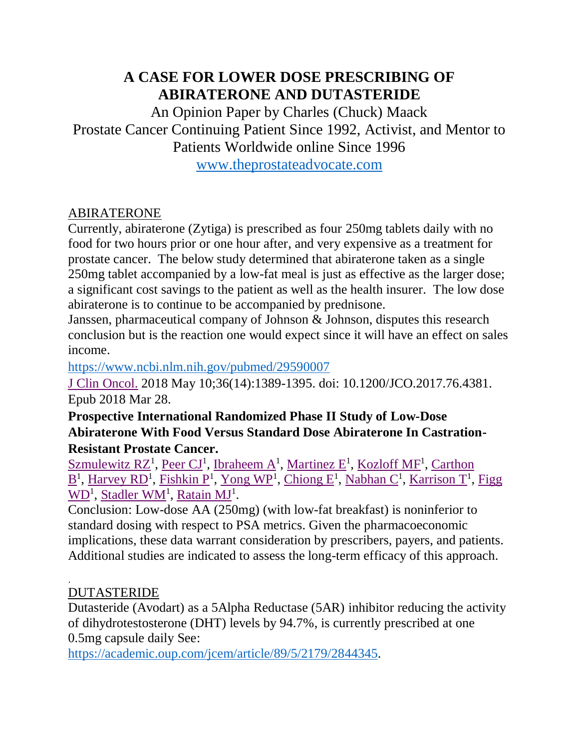# A CASE FOR LOWER DOSE PRESCRIBING OF ABIRATERONE AND DUTASTERIDE

An Opinion Paper by Charles (Chuck) Maack

Prostate Cancer Continuing Patient Since 1992, Activist, and Mentor to Patients Worldwide online Since 1996

www.theprostateadvocate.com

## ABIRATERONE

Currently, abiraterone (Zytiga) is prescribed as four 250mg tablets daily with no food for two hours prior or one hour after, and very expensive as a treatment for prostate cancer. The below study determined that abiraterone taken as a single 250mg tablet accompanied by a low-fat meal is just as effective as the larger dose; a significant cost savings to the patient as well as the health insurer. The low dose abiraterone is to continue to be accompanied by prednisone.

Janssen, pharmaceutical company of Johnson & Johnson, disputes this research conclusion but is the reaction one would expect since it will have an effect on sales income.

https://www.ncbi.nlm.nih.gov/pubmed/29590007

J Clin Oncol. 2018 May 10;36(14):1389-1395. doi: 10.1200/JCO.2017.76.4381. Epub 2018 Mar 28.

**Prospective International Randomized Phase II Study of Low-Dose Abiraterone With Food Versus Standard Dose Abiraterone In Castration-Resistant Prostate Cancer.**

Szmulewitz RZ[1], Peer CJ[1], Ibraheem A[1], Martinez E[1], Kozloff MF[1], Carthon B[1], Harvey RD[1], Fishkin P[1], Yong WP[1], Chiong E[1], Nabhan C[1], Karrison T[1], Figg WD[1], Stadler WM[1], Ratain MJ[1].

Conclusion: Low-dose AA (250mg) (with low-fat breakfast) is noninferior to standard dosing with respect to PSA metrics. Given the pharmacoeconomic implications, these data warrant consideration by prescribers, payers, and patients. Additional studies are indicated to assess the long-term efficacy of this approach.

## DUTASTERIDE

Dutasteride (Avodart) as a 5Alpha Reductase (5AR) inhibitor reducing the activity of dihydrotestosterone (DHT) levels by 94.7%, is currently prescribed at one 0.5mg capsule daily See:

https://academic.oup.com/jcem/article/89/5/2179/2844345.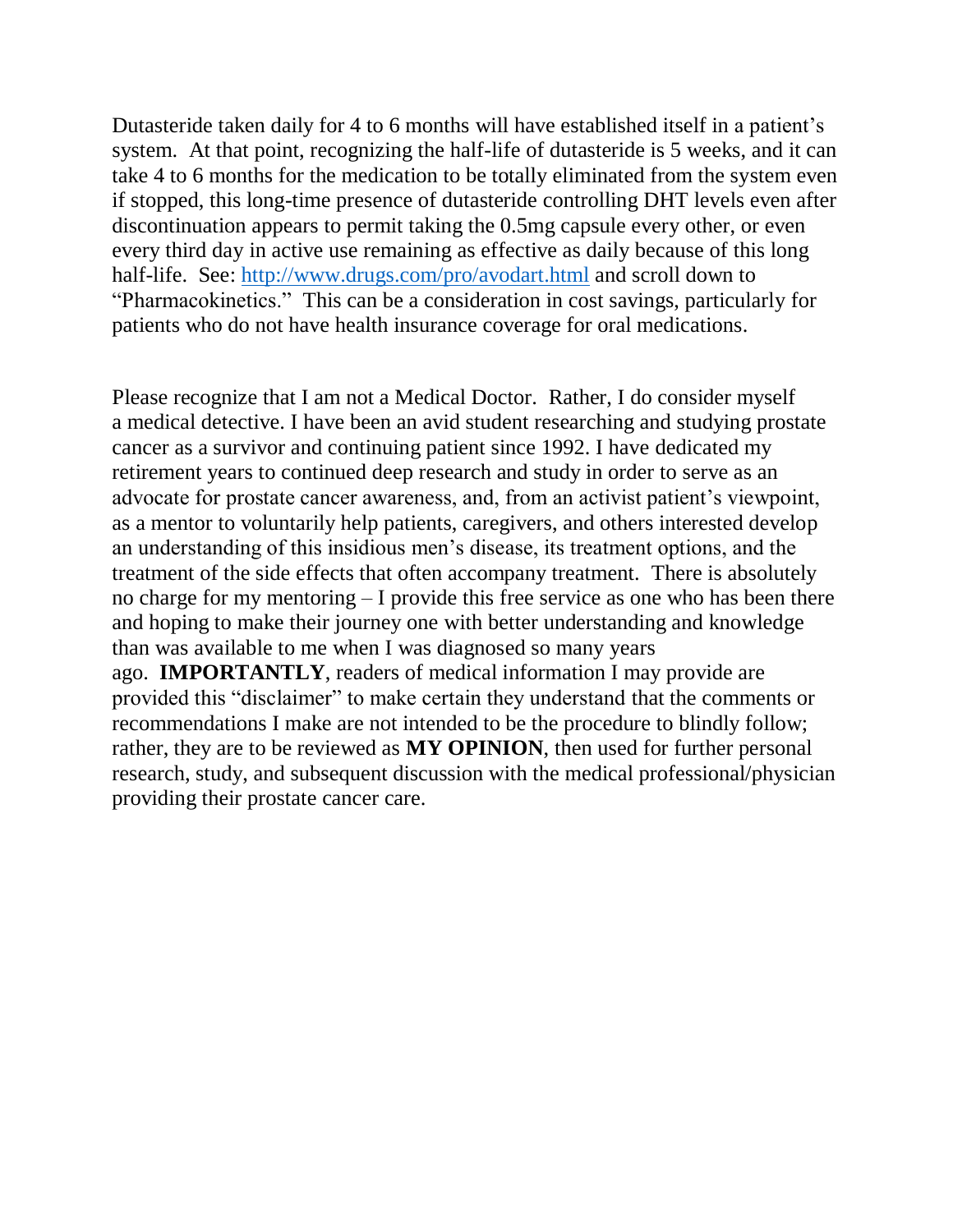Dutasteride taken daily for 4 to 6 months will have established itself in a patient's system. At that point, recognizing the half-life of dutasteride is 5 weeks, and it can take 4 to 6 months for the medication to be totally eliminated from the system even if stopped, this long-time presence of dutasteride controlling DHT levels even after discontinuation appears to permit taking the 0.5mg capsule every other, or even every third day in active use remaining as effective as daily because of this long half-life. See: [http://www.drugs.com/pro/avodart.html](http://www.drugs.com/pro/avodart.html) and scroll down to "Pharmacokinetics." This can be a consideration in cost savings, particularly for patients who do not have health insurance coverage for oral medications.

Please recognize that I am not a Medical Doctor. Rather, I do consider myself a medical detective. I have been an avid student researching and studying prostate cancer as a survivor and continuing patient since 1992. I have dedicated my retirement years to continued deep research and study in order to serve as an advocate for prostate cancer awareness, and, from an activist patient's viewpoint, as a mentor to voluntarily help patients, caregivers, and others interested develop an understanding of this insidious men's disease, its treatment options, and the treatment of the side effects that often accompany treatment. There is absolutely no charge for my mentoring – I provide this free service as one who has been there and hoping to make their journey one with better understanding and knowledge than was available to me when I was diagnosed so many years ago. **IMPORTANTLY**, readers of medical information I may provide are provided this "disclaimer" to make certain they understand that the comments or recommendations I make are not intended to be the procedure to blindly follow; rather, they are to be reviewed as **MY OPINION**, then used for further personal research, study, and subsequent discussion with the medical professional/physician providing their prostate cancer care.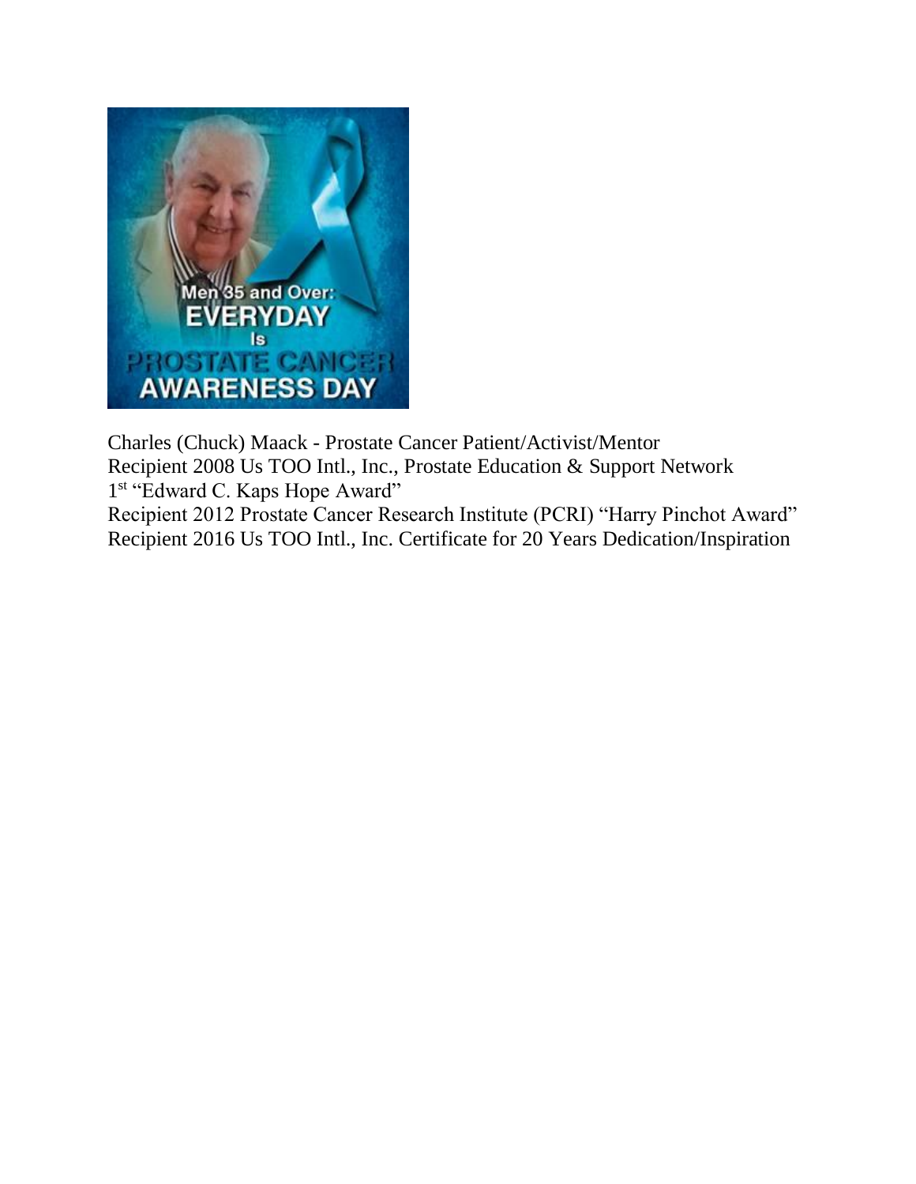Charles (Chuck) Maack - Prostate Cancer Patient/Activist/Mentor
Recipient 2008 Us TOO Intl., Inc., Prostate Education & Support Network
1st "Edward C. Kaps Hope Award"
Recipient 2012 Prostate Cancer Research Institute (PCRI) "Harry Pinchot Award"
Recipient 2016 Us TOO Intl., Inc. Certificate for 20 Years Dedication/Inspiration